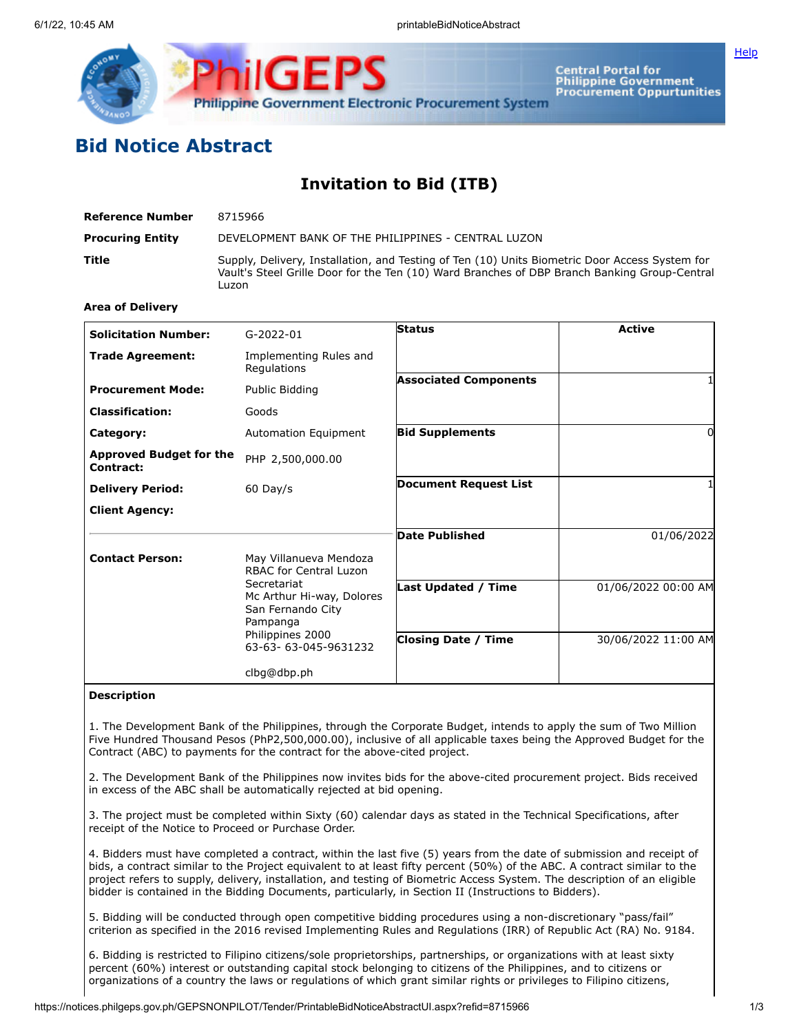# Bid Notice Abstract

## Invitation to Bid (ITB)

| | |
|---|---|
| **Reference Number** | 8715966 |
| **Procuring Entity** | DEVELOPMENT BANK OF THE PHILIPPINES - CENTRAL LUZON |
| **Title** | Supply, Delivery, Installation, and Testing of Ten (10) Units Biometric Door Access System for Vault's Steel Grille Door for the Ten (10) Ward Branches of DBP Branch Banking Group-Central Luzon |
| **Area of Delivery** | |

| | | | |
|---|---|---|---|
| **Solicitation Number:** | G-2022-01 | **Status** | Active |
| **Trade Agreement:** | Implementing Rules and Regulations | | |
| **Procurement Mode:** | Public Bidding | **Associated Components** | 1 |
| **Classification:** | Goods | | |
| **Category:** | Automation Equipment | **Bid Supplements** | 0 |
| **Approved Budget for the Contract:** | PHP 2,500,000.00 | | |
| **Delivery Period:** | 60 Day/s | **Document Request List** | 1 |
| **Client Agency:** | | | |
| | | **Date Published** | 01/06/2022 |
| **Contact Person:** | May Villanueva Mendoza<br>RBAC for Central Luzon Secretariat<br>Mc Arthur Hi-way, Dolores<br>San Fernando City<br>Pampanga<br>Philippines 2000<br>63-63- 63-045-9631232<br><br>clbg@dbp.ph | **Last Updated / Time** | 01/06/2022 00:00 AM |
| | | **Closing Date / Time** | 30/06/2022 11:00 AM |

**Description**

1. The Development Bank of the Philippines, through the Corporate Budget, intends to apply the sum of Two Million Five Hundred Thousand Pesos (PhP2,500,000.00), inclusive of all applicable taxes being the Approved Budget for the Contract (ABC) to payments for the contract for the above-cited project.

2. The Development Bank of the Philippines now invites bids for the above-cited procurement project. Bids received in excess of the ABC shall be automatically rejected at bid opening.

3. The project must be completed within Sixty (60) calendar days as stated in the Technical Specifications, after receipt of the Notice to Proceed or Purchase Order.

4. Bidders must have completed a contract, within the last five (5) years from the date of submission and receipt of bids, a contract similar to the Project equivalent to at least fifty percent (50%) of the ABC. A contract similar to the project refers to supply, delivery, installation, and testing of Biometric Access System. The description of an eligible bidder is contained in the Bidding Documents, particularly, in Section II (Instructions to Bidders).

5. Bidding will be conducted through open competitive bidding procedures using a non-discretionary "pass/fail" criterion as specified in the 2016 revised Implementing Rules and Regulations (IRR) of Republic Act (RA) No. 9184.

6. Bidding is restricted to Filipino citizens/sole proprietorships, partnerships, or organizations with at least sixty percent (60%) interest or outstanding capital stock belonging to citizens of the Philippines, and to citizens or organizations of a country the laws or regulations of which grant similar rights or privileges to Filipino citizens,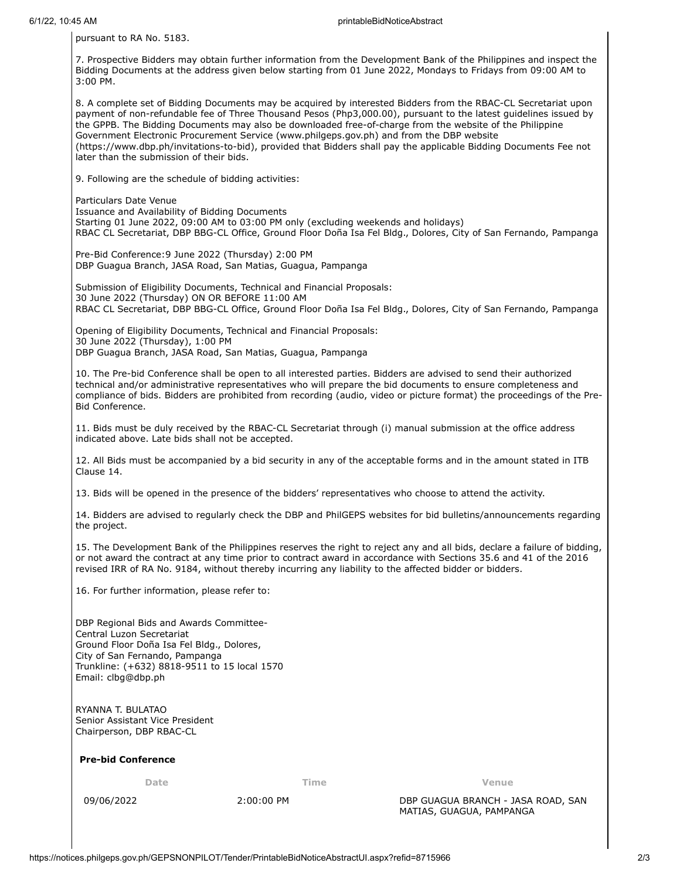pursuant to RA No. 5183.

7. Prospective Bidders may obtain further information from the Development Bank of the Philippines and inspect the Bidding Documents at the address given below starting from 01 June 2022, Mondays to Fridays from 09:00 AM to 3:00 PM.

8. A complete set of Bidding Documents may be acquired by interested Bidders from the RBAC-CL Secretariat upon payment of non-refundable fee of Three Thousand Pesos (Php3,000.00), pursuant to the latest guidelines issued by the GPPB. The Bidding Documents may also be downloaded free-of-charge from the website of the Philippine Government Electronic Procurement Service (www.philgeps.gov.ph) and from the DBP website (https://www.dbp.ph/invitations-to-bid), provided that Bidders shall pay the applicable Bidding Documents Fee not later than the submission of their bids.

9. Following are the schedule of bidding activities:

Particulars Date Venue
Issuance and Availability of Bidding Documents
Starting 01 June 2022, 09:00 AM to 03:00 PM only (excluding weekends and holidays)
RBAC CL Secretariat, DBP BBG-CL Office, Ground Floor Doña Isa Fel Bldg., Dolores, City of San Fernando, Pampanga

Pre-Bid Conference:9 June 2022 (Thursday) 2:00 PM
DBP Guagua Branch, JASA Road, San Matias, Guagua, Pampanga

Submission of Eligibility Documents, Technical and Financial Proposals:
30 June 2022 (Thursday) ON OR BEFORE 11:00 AM
RBAC CL Secretariat, DBP BBG-CL Office, Ground Floor Doña Isa Fel Bldg., Dolores, City of San Fernando, Pampanga

Opening of Eligibility Documents, Technical and Financial Proposals:
30 June 2022 (Thursday), 1:00 PM
DBP Guagua Branch, JASA Road, San Matias, Guagua, Pampanga

10. The Pre-bid Conference shall be open to all interested parties. Bidders are advised to send their authorized technical and/or administrative representatives who will prepare the bid documents to ensure completeness and compliance of bids. Bidders are prohibited from recording (audio, video or picture format) the proceedings of the Pre-Bid Conference.

11. Bids must be duly received by the RBAC-CL Secretariat through (i) manual submission at the office address indicated above. Late bids shall not be accepted.

12. All Bids must be accompanied by a bid security in any of the acceptable forms and in the amount stated in ITB Clause 14.

13. Bids will be opened in the presence of the bidders' representatives who choose to attend the activity.

14. Bidders are advised to regularly check the DBP and PhilGEPS websites for bid bulletins/announcements regarding the project.

15. The Development Bank of the Philippines reserves the right to reject any and all bids, declare a failure of bidding, or not award the contract at any time prior to contract award in accordance with Sections 35.6 and 41 of the 2016 revised IRR of RA No. 9184, without thereby incurring any liability to the affected bidder or bidders.

16. For further information, please refer to:

DBP Regional Bids and Awards Committee-
Central Luzon Secretariat
Ground Floor Doña Isa Fel Bldg., Dolores,
City of San Fernando, Pampanga
Trunkline: (+632) 8818-9511 to 15 local 1570
Email: clbg@dbp.ph

RYANNA T. BULATAO
Senior Assistant Vice President
Chairperson, DBP RBAC-CL

**Pre-bid Conference**

| Date | Time | Venue |
|---|---|---|
| 09/06/2022 | 2:00:00 PM | DBP GUAGUA BRANCH - JASA ROAD, SAN MATIAS, GUAGUA, PAMPANGA |